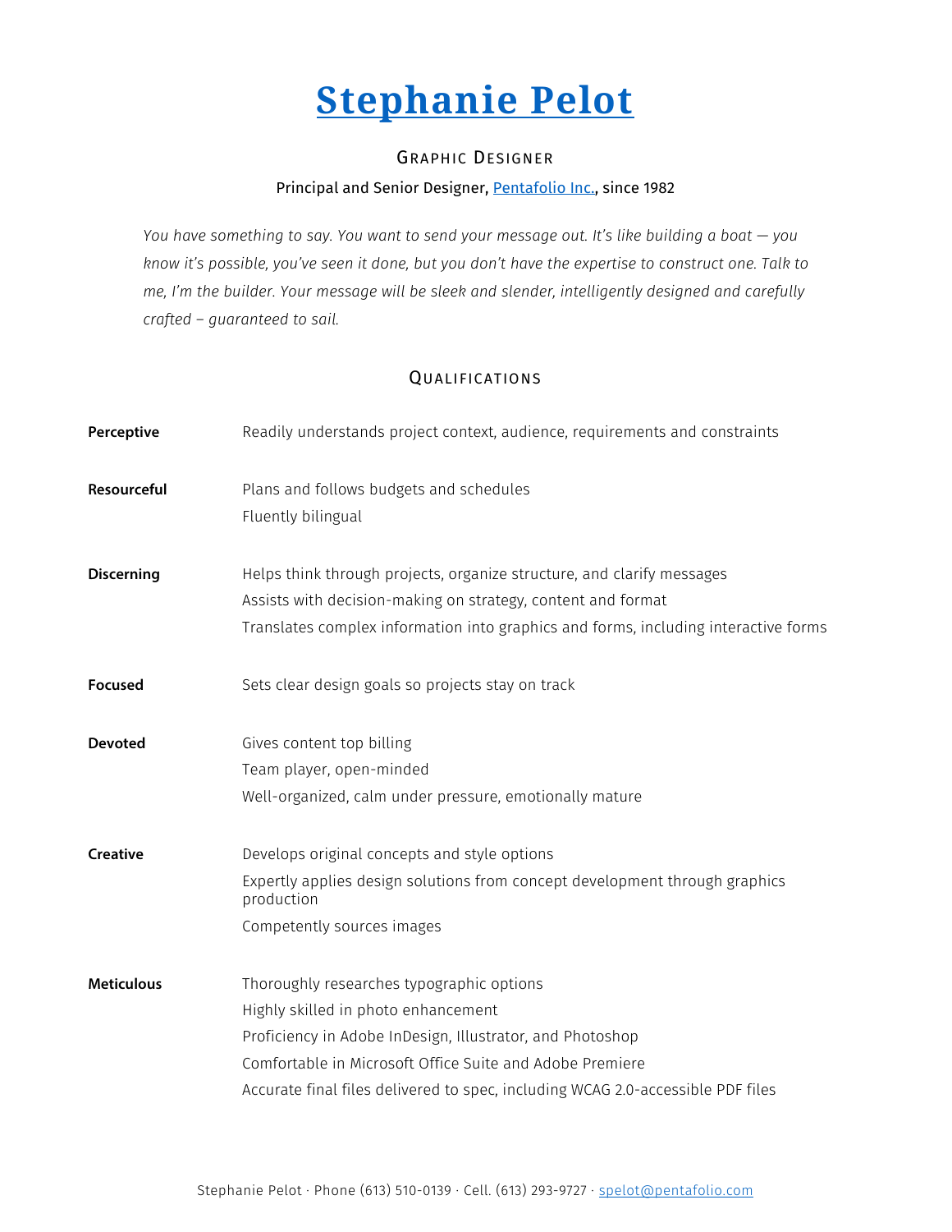# [Stephanie Pelot]

## Graphic Designer

Principal and Senior Designer, [Pentafolio Inc.], since 1982

*You have something to say. You want to send your message out. It's like building a boat — you know it's possible, you've seen it done, but you don't have the expertise to construct one. Talk to me, I'm the builder. Your message will be sleek and slender, intelligently designed and carefully crafted – guaranteed to sail.*

## Qualifications

| | |
|---|---|
| **Perceptive** | Readily understands project context, audience, requirements and constraints |
| **Resourceful** | Plans and follows budgets and schedules<br>Fluently bilingual |
| **Discerning** | Helps think through projects, organize structure, and clarify messages<br>Assists with decision-making on strategy, content and format<br>Translates complex information into graphics and forms, including interactive forms |
| **Focused** | Sets clear design goals so projects stay on track |
| **Devoted** | Gives content top billing<br>Team player, open-minded<br>Well-organized, calm under pressure, emotionally mature |
| **Creative** | Develops original concepts and style options<br>Expertly applies design solutions from concept development through graphics production<br>Competently sources images |
| **Meticulous** | Thoroughly researches typographic options<br>Highly skilled in photo enhancement<br>Proficiency in Adobe InDesign, Illustrator, and Photoshop<br>Comfortable in Microsoft Office Suite and Adobe Premiere<br>Accurate final files delivered to spec, including WCAG 2.0-accessible PDF files |

Stephanie Pelot · Phone (613) 510-0139 · Cell. (613) 293-9727 · spelot@pentafolio.com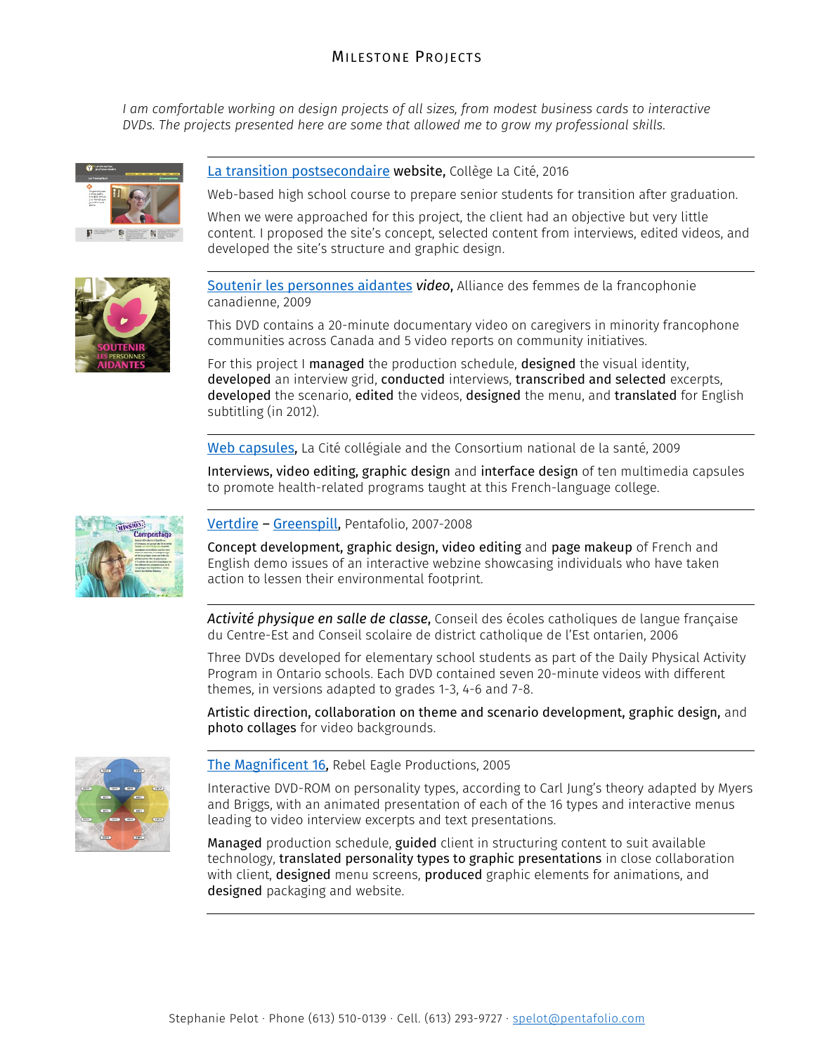## Milestone Projects

*I am comfortable working on design projects of all sizes, from modest business cards to interactive DVDs. The projects presented here are some that allowed me to grow my professional skills.*

---

La transition postsecondaire **website,** Collège La Cité, 2016

Web-based high school course to prepare senior students for transition after graduation.

When we were approached for this project, the client had an objective but very little content. I proposed the site's concept, selected content from interviews, edited videos, and developed the site's structure and graphic design.

---

Soutenir les personnes aidantes ***video*,** Alliance des femmes de la francophonie canadienne, 2009

This DVD contains a 20-minute documentary video on caregivers in minority francophone communities across Canada and 5 video reports on community initiatives.

For this project I **managed** the production schedule, **designed** the visual identity, **developed** an interview grid, **conducted** interviews, **transcribed and selected** excerpts, **developed** the scenario, **edited** the videos, **designed** the menu, and **translated** for English subtitling (in 2012).

---

Web capsules**,** La Cité collégiale and the Consortium national de la santé, 2009

**Interviews, video editing, graphic design** and **interface design** of ten multimedia capsules to promote health-related programs taught at this French-language college.

---

Vertdire – Greenspill**,** Pentafolio, 2007-2008

**Concept development, graphic design, video editing** and **page makeup** of French and English demo issues of an interactive webzine showcasing individuals who have taken action to lessen their environmental footprint.

---

***Activité physique en salle de classe*,** Conseil des écoles catholiques de langue française du Centre-Est and Conseil scolaire de district catholique de l'Est ontarien, 2006

Three DVDs developed for elementary school students as part of the Daily Physical Activity Program in Ontario schools. Each DVD contained seven 20-minute videos with different themes, in versions adapted to grades 1-3, 4-6 and 7-8.

**Artistic direction, collaboration on theme and scenario development, graphic design,** and **photo collages** for video backgrounds.

---

The Magnificent 16**,** Rebel Eagle Productions, 2005

Interactive DVD-ROM on personality types, according to Carl Jung's theory adapted by Myers and Briggs, with an animated presentation of each of the 16 types and interactive menus leading to video interview excerpts and text presentations.

**Managed** production schedule, **guided** client in structuring content to suit available technology, **translated personality types to graphic presentations** in close collaboration with client, **designed** menu screens, **produced** graphic elements for animations, and **designed** packaging and website.

---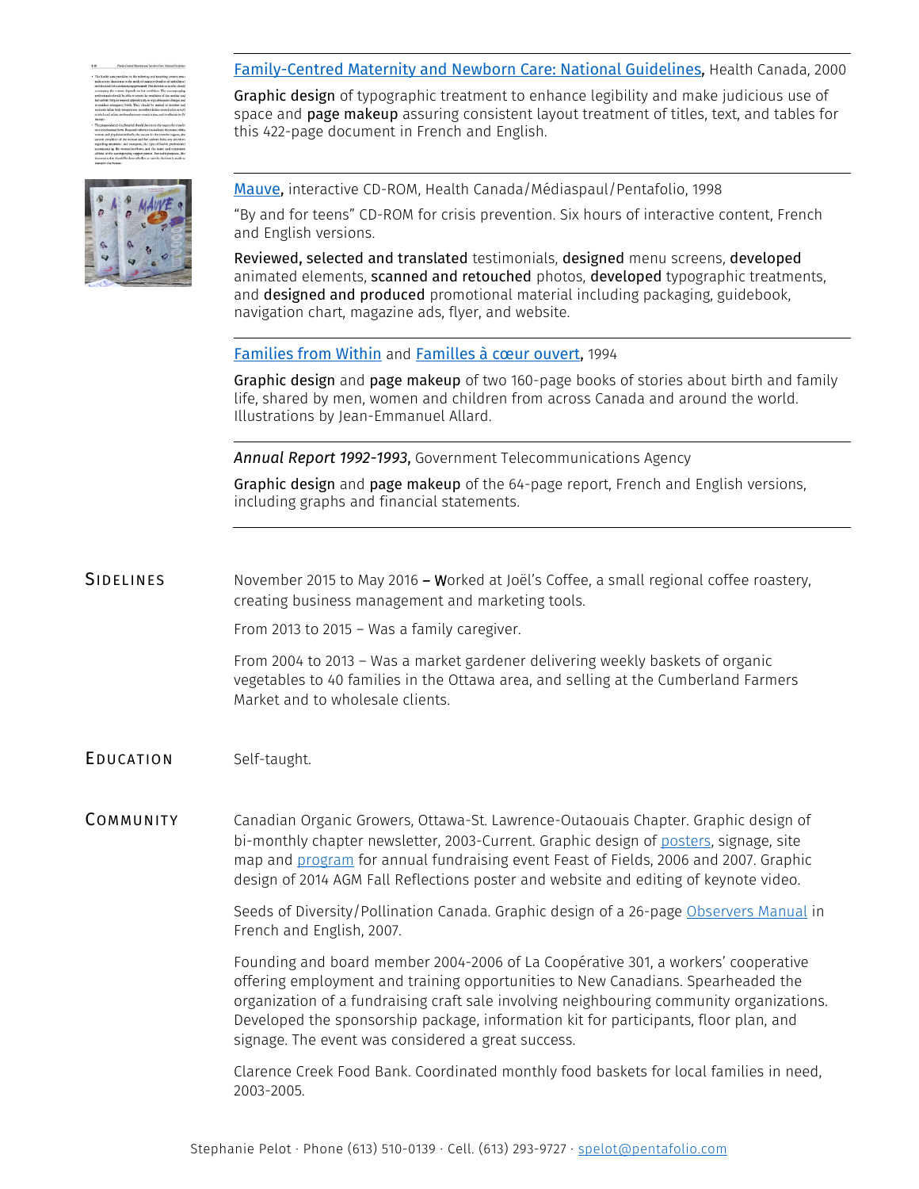Family-Centred Maternity and Newborn Care: National Guidelines, Health Canada, 2000

**Graphic design** of typographic treatment to enhance legibility and make judicious use of space and **page makeup** assuring consistent layout treatment of titles, text, and tables for this 422-page document in French and English.

---

Mauve, interactive CD-ROM, Health Canada/Médiaspaul/Pentafolio, 1998

"By and for teens" CD-ROM for crisis prevention. Six hours of interactive content, French and English versions.

**Reviewed, selected and translated** testimonials, **designed** menu screens, **developed** animated elements, **scanned and retouched** photos, **developed** typographic treatments, and **designed and produced** promotional material including packaging, guidebook, navigation chart, magazine ads, flyer, and website.

---

Families from Within and Familles à cœur ouvert, 1994

**Graphic design** and **page makeup** of two 160-page books of stories about birth and family life, shared by men, women and children from across Canada and around the world. Illustrations by Jean-Emmanuel Allard.

---

*Annual Report 1992-1993*, Government Telecommunications Agency

**Graphic design** and **page makeup** of the 64-page report, French and English versions, including graphs and financial statements.

---

## Sidelines

November 2015 to May 2016 – Worked at Joël's Coffee, a small regional coffee roastery, creating business management and marketing tools.

From 2013 to 2015 – Was a family caregiver.

From 2004 to 2013 – Was a market gardener delivering weekly baskets of organic vegetables to 40 families in the Ottawa area, and selling at the Cumberland Farmers Market and to wholesale clients.

## Education

Self-taught.

## Community

Canadian Organic Growers, Ottawa-St. Lawrence-Outaouais Chapter. Graphic design of bi-monthly chapter newsletter, 2003-Current. Graphic design of posters, signage, site map and program for annual fundraising event Feast of Fields, 2006 and 2007. Graphic design of 2014 AGM Fall Reflections poster and website and editing of keynote video.

Seeds of Diversity/Pollination Canada. Graphic design of a 26-page Observers Manual in French and English, 2007.

Founding and board member 2004-2006 of La Coopérative 301, a workers' cooperative offering employment and training opportunities to New Canadians. Spearheaded the organization of a fundraising craft sale involving neighbouring community organizations. Developed the sponsorship package, information kit for participants, floor plan, and signage. The event was considered a great success.

Clarence Creek Food Bank. Coordinated monthly food baskets for local families in need, 2003-2005.

Stephanie Pelot · Phone (613) 510-0139 · Cell. (613) 293-9727 · spelot@pentafolio.com